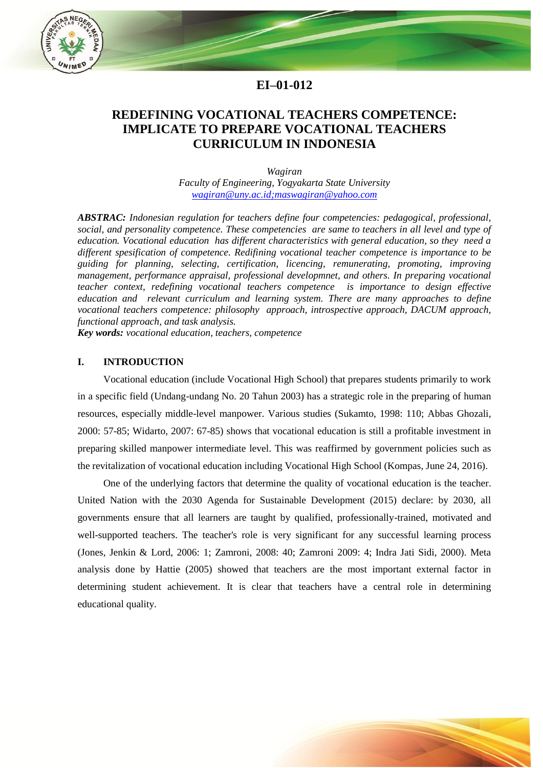EI–01-012

# REDEFINING VOCATIONAL TEACHERS COMPETENCE: IMPLICATE TO PREPARE VOCATIONAL TEACHERS CURRICULUM IN INDONESIA

*Wagiran*
*Faculty of Engineering, Yogyakarta State University*
*wagiran@uny.ac.id;maswagiran@yahoo.com*

***ABSTRAC:*** *Indonesian regulation for teachers define four competencies: pedagogical, professional, social, and personality competence. These competencies are same to teachers in all level and type of education. Vocational education has different characteristics with general education, so they need a different spesification of competence. Redifining vocational teacher competence is importance to be guiding for planning, selecting, certification, licencing, remunerating, promoting, improving management, performance appraisal, professional developmnet, and others. In preparing vocational teacher context, redefining vocational teachers competence is importance to design effective education and relevant curriculum and learning system. There are many approaches to define vocational teachers competence: philosophy approach, introspective approach, DACUM approach, functional approach, and task analysis.*

***Key words:*** *vocational education, teachers, competence*

## I. INTRODUCTION

Vocational education (include Vocational High School) that prepares students primarily to work in a specific field (Undang-undang No. 20 Tahun 2003) has a strategic role in the preparing of human resources, especially middle-level manpower. Various studies (Sukamto, 1998: 110; Abbas Ghozali, 2000: 57-85; Widarto, 2007: 67-85) shows that vocational education is still a profitable investment in preparing skilled manpower intermediate level. This was reaffirmed by government policies such as the revitalization of vocational education including Vocational High School (Kompas, June 24, 2016).

One of the underlying factors that determine the quality of vocational education is the teacher. United Nation with the 2030 Agenda for Sustainable Development (2015) declare: by 2030, all governments ensure that all learners are taught by qualified, professionally-trained, motivated and well-supported teachers. The teacher's role is very significant for any successful learning process (Jones, Jenkin & Lord, 2006: 1; Zamroni, 2008: 40; Zamroni 2009: 4; Indra Jati Sidi, 2000). Meta analysis done by Hattie (2005) showed that teachers are the most important external factor in determining student achievement. It is clear that teachers have a central role in determining educational quality.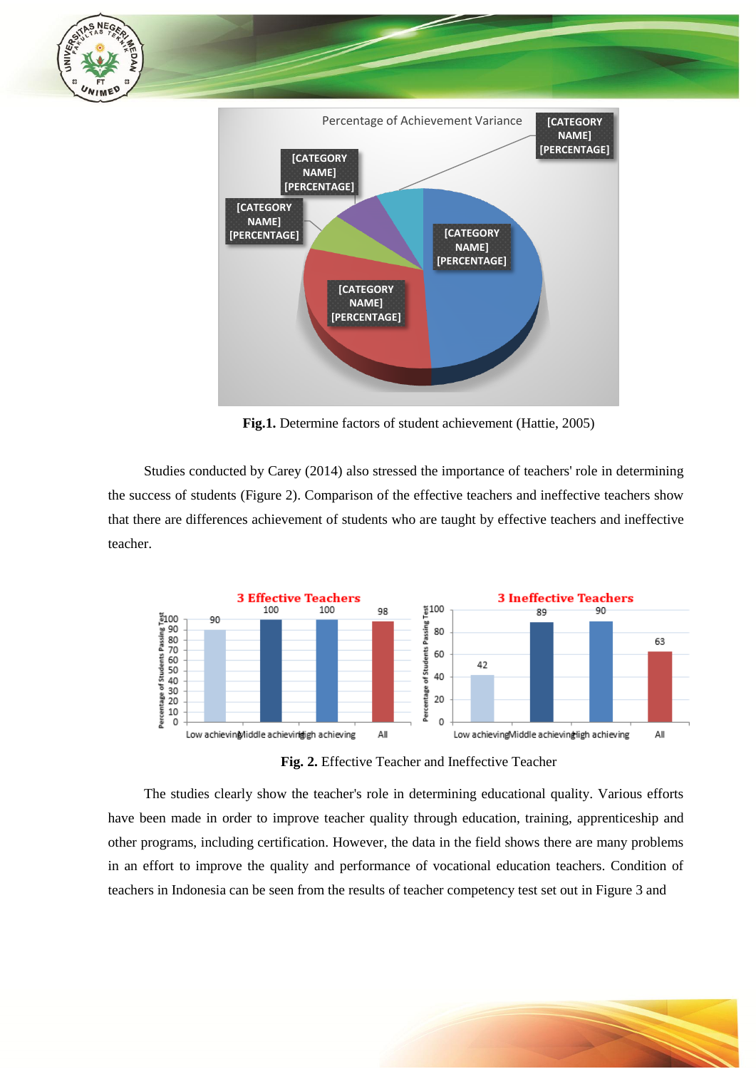**Fig.1.** Determine factors of student achievement (Hattie, 2005)

Studies conducted by Carey (2014) also stressed the importance of teachers' role in determining the success of students (Figure 2). Comparison of the effective teachers and ineffective teachers show that there are differences achievement of students who are taught by effective teachers and ineffective teacher.

**Fig. 2.** Effective Teacher and Ineffective Teacher

The studies clearly show the teacher's role in determining educational quality. Various efforts have been made in order to improve teacher quality through education, training, apprenticeship and other programs, including certification. However, the data in the field shows there are many problems in an effort to improve the quality and performance of vocational education teachers. Condition of teachers in Indonesia can be seen from the results of teacher competency test set out in Figure 3 and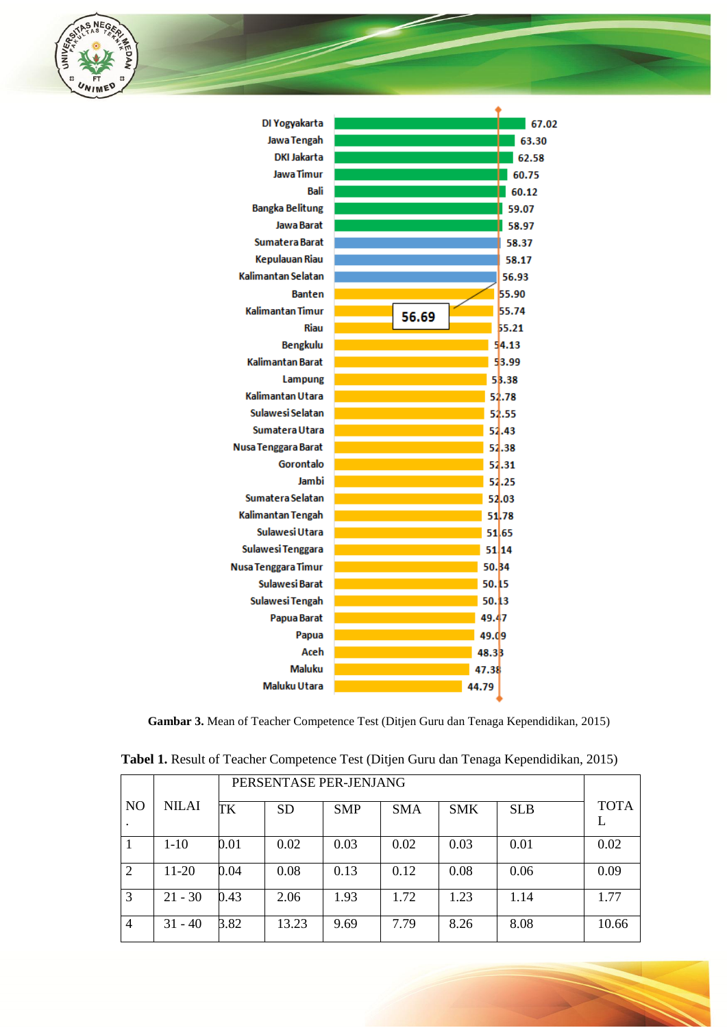| Province | Mean |
|---|---|
| DI Yogyakarta | 67.02 |
| Jawa Tengah | 63.30 |
| DKI Jakarta | 62.58 |
| Jawa Timur | 60.75 |
| Bali | 60.12 |
| Bangka Belitung | 59.07 |
| Jawa Barat | 58.97 |
| Sumatera Barat | 58.37 |
| Kepulauan Riau | 58.17 |
| Kalimantan Selatan | 56.93 |
| Banten | 55.90 |
| Kalimantan Timur | 55.74 |
| Riau | 55.21 |
| Bengkulu | 54.13 |
| Kalimantan Barat | 53.99 |
| Lampung | 53.38 |
| Kalimantan Utara | 52.78 |
| Sulawesi Selatan | 52.55 |
| Sumatera Utara | 52.43 |
| Nusa Tenggara Barat | 52.38 |
| Gorontalo | 52.31 |
| Jambi | 52.25 |
| Sumatera Selatan | 52.03 |
| Kalimantan Tengah | 51.78 |
| Sulawesi Utara | 51.65 |
| Sulawesi Tenggara | 51.14 |
| Nusa Tenggara Timur | 50.34 |
| Sulawesi Barat | 50.15 |
| Sulawesi Tengah | 50.13 |
| Papua Barat | 49.47 |
| Papua | 49.09 |
| Aceh | 48.33 |
| Maluku | 47.38 |
| Maluku Utara | 44.79 |

56.69

**Gambar 3.** Mean of Teacher Competence Test (Ditjen Guru dan Tenaga Kependidikan, 2015)

**Tabel 1.** Result of Teacher Competence Test (Ditjen Guru dan Tenaga Kependidikan, 2015)

| NO. | NILAI | PERSENTASE PER-JENJANG | | | | | | TOTAL |
|---|---|---|---|---|---|---|---|---|
| | | TK | SD | SMP | SMA | SMK | SLB | |
| 1 | 1-10 | 0.01 | 0.02 | 0.03 | 0.02 | 0.03 | 0.01 | 0.02 |
| 2 | 11-20 | 0.04 | 0.08 | 0.13 | 0.12 | 0.08 | 0.06 | 0.09 |
| 3 | 21 - 30 | 0.43 | 2.06 | 1.93 | 1.72 | 1.23 | 1.14 | 1.77 |
| 4 | 31 - 40 | 3.82 | 13.23 | 9.69 | 7.79 | 8.26 | 8.08 | 10.66 |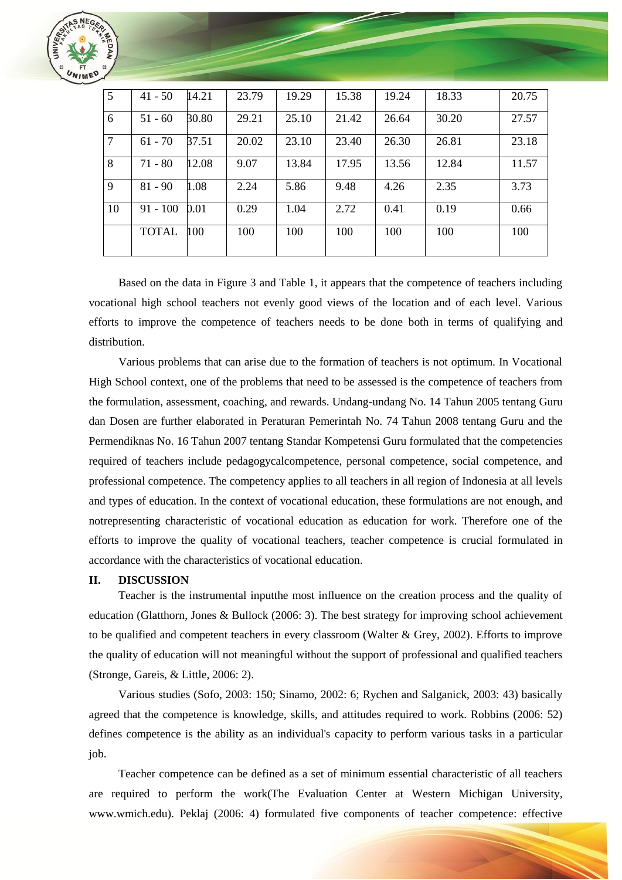| 5 | 41 - 50 | 14.21 | 23.79 | 19.29 | 15.38 | 19.24 | 18.33 | 20.75 |
|---|---|---|---|---|---|---|---|---|
| 6 | 51 - 60 | 30.80 | 29.21 | 25.10 | 21.42 | 26.64 | 30.20 | 27.57 |
| 7 | 61 - 70 | 37.51 | 20.02 | 23.10 | 23.40 | 26.30 | 26.81 | 23.18 |
| 8 | 71 - 80 | 12.08 | 9.07 | 13.84 | 17.95 | 13.56 | 12.84 | 11.57 |
| 9 | 81 - 90 | 1.08 | 2.24 | 5.86 | 9.48 | 4.26 | 2.35 | 3.73 |
| 10 | 91 - 100 | 0.01 | 0.29 | 1.04 | 2.72 | 0.41 | 0.19 | 0.66 |
| | TOTAL | 100 | 100 | 100 | 100 | 100 | 100 | 100 |

Based on the data in Figure 3 and Table 1, it appears that the competence of teachers including vocational high school teachers not evenly good views of the location and of each level. Various efforts to improve the competence of teachers needs to be done both in terms of qualifying and distribution.

Various problems that can arise due to the formation of teachers is not optimum. In Vocational High School context, one of the problems that need to be assessed is the competence of teachers from the formulation, assessment, coaching, and rewards. Undang-undang No. 14 Tahun 2005 tentang Guru dan Dosen are further elaborated in Peraturan Pemerintah No. 74 Tahun 2008 tentang Guru and the Permendiknas No. 16 Tahun 2007 tentang Standar Kompetensi Guru formulated that the competencies required of teachers include pedagogycalcompetence, personal competence, social competence, and professional competence. The competency applies to all teachers in all region of Indonesia at all levels and types of education. In the context of vocational education, these formulations are not enough, and notrepresenting characteristic of vocational education as education for work. Therefore one of the efforts to improve the quality of vocational teachers, teacher competence is crucial formulated in accordance with the characteristics of vocational education.

## II. DISCUSSION

Teacher is the instrumental inputthe most influence on the creation process and the quality of education (Glatthorn, Jones & Bullock (2006: 3). The best strategy for improving school achievement to be qualified and competent teachers in every classroom (Walter & Grey, 2002). Efforts to improve the quality of education will not meaningful without the support of professional and qualified teachers (Stronge, Gareis, & Little, 2006: 2).

Various studies (Sofo, 2003: 150; Sinamo, 2002: 6; Rychen and Salganick, 2003: 43) basically agreed that the competence is knowledge, skills, and attitudes required to work. Robbins (2006: 52) defines competence is the ability as an individual's capacity to perform various tasks in a particular job.

Teacher competence can be defined as a set of minimum essential characteristic of all teachers are required to perform the work(The Evaluation Center at Western Michigan University, www.wmich.edu). Peklaj (2006: 4) formulated five components of teacher competence: effective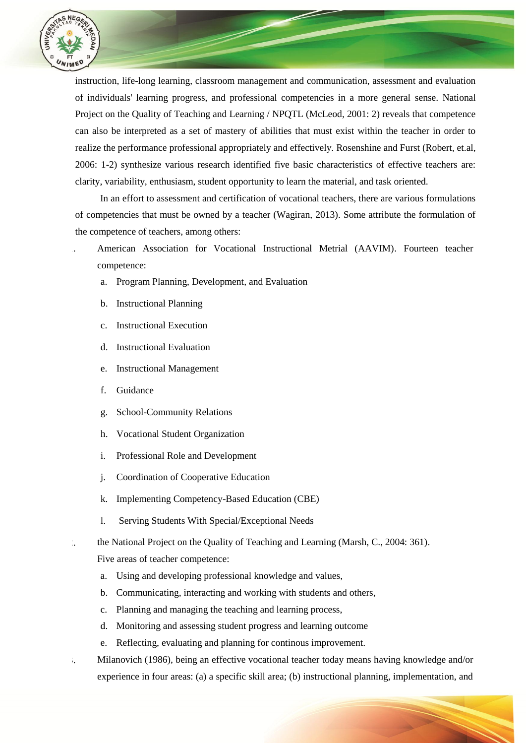instruction, life-long learning, classroom management and communication, assessment and evaluation of individuals' learning progress, and professional competencies in a more general sense. National Project on the Quality of Teaching and Learning / NPQTL (McLeod, 2001: 2) reveals that competence can also be interpreted as a set of mastery of abilities that must exist within the teacher in order to realize the performance professional appropriately and effectively. Rosenshine and Furst (Robert, et.al, 2006: 1-2) synthesize various research identified five basic characteristics of effective teachers are: clarity, variability, enthusiasm, student opportunity to learn the material, and task oriented.

In an effort to assessment and certification of vocational teachers, there are various formulations of competencies that must be owned by a teacher (Wagiran, 2013). Some attribute the formulation of the competence of teachers, among others:

1. American Association for Vocational Instructional Metrial (AAVIM). Fourteen teacher competence:
   a. Program Planning, Development, and Evaluation
   b. Instructional Planning
   c. Instructional Execution
   d. Instructional Evaluation
   e. Instructional Management
   f. Guidance
   g. School-Community Relations
   h. Vocational Student Organization
   i. Professional Role and Development
   j. Coordination of Cooperative Education
   k. Implementing Competency-Based Education (CBE)
   l. Serving Students With Special/Exceptional Needs
2. the National Project on the Quality of Teaching and Learning (Marsh, C., 2004: 361). Five areas of teacher competence:
   a. Using and developing professional knowledge and values,
   b. Communicating, interacting and working with students and others,
   c. Planning and managing the teaching and learning process,
   d. Monitoring and assessing student progress and learning outcome
   e. Reflecting, evaluating and planning for continous improvement.
3. Milanovich (1986), being an effective vocational teacher today means having knowledge and/or experience in four areas: (a) a specific skill area; (b) instructional planning, implementation, and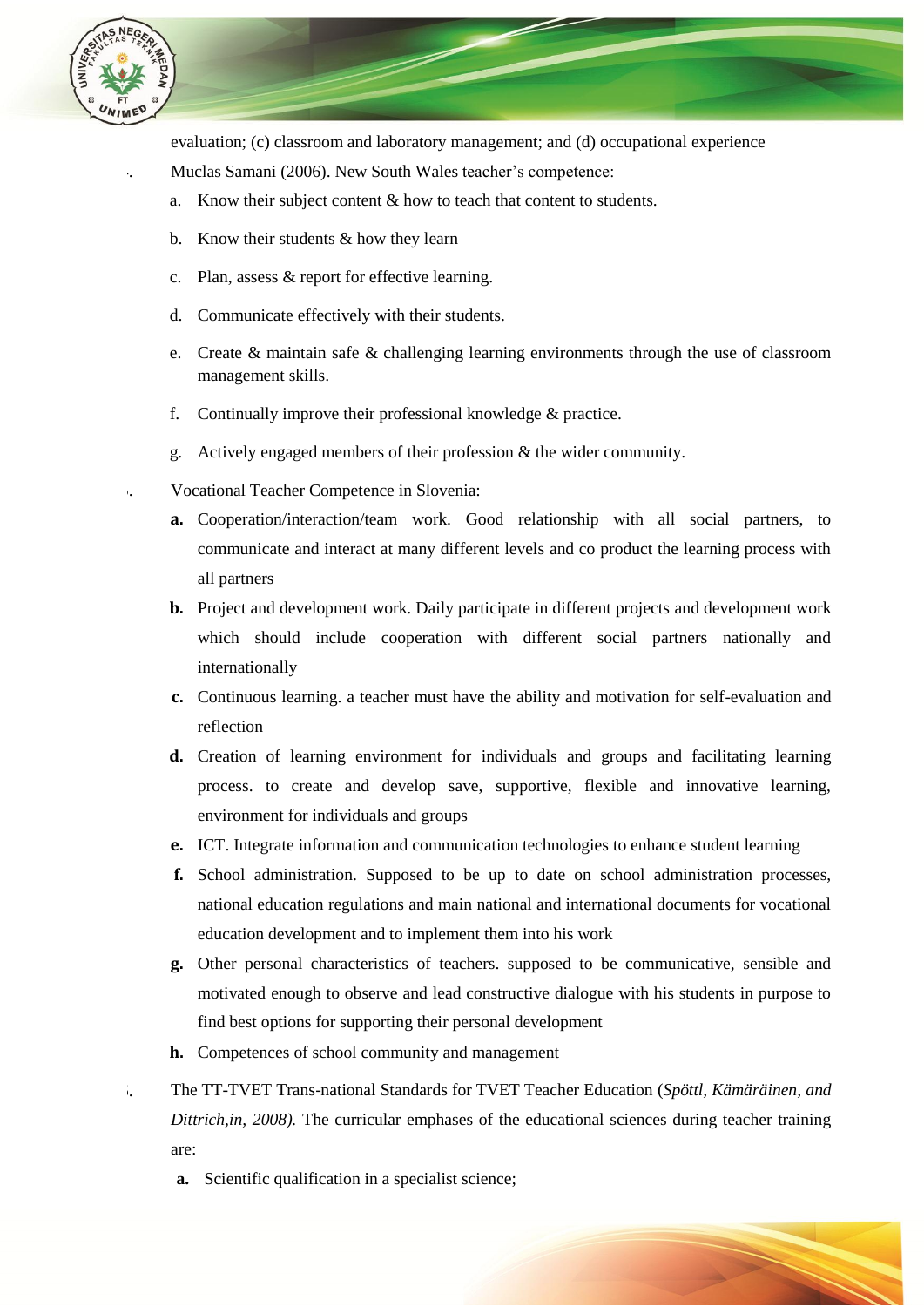evaluation; (c) classroom and laboratory management; and (d) occupational experience

7. Muclas Samani (2006). New South Wales teacher's competence:
   a. Know their subject content & how to teach that content to students.
   b. Know their students & how they learn
   c. Plan, assess & report for effective learning.
   d. Communicate effectively with their students.
   e. Create & maintain safe & challenging learning environments through the use of classroom management skills.
   f. Continually improve their professional knowledge & practice.
   g. Actively engaged members of their profession & the wider community.

8. Vocational Teacher Competence in Slovenia:
   **a.** Cooperation/interaction/team work. Good relationship with all social partners, to communicate and interact at many different levels and co product the learning process with all partners
   **b.** Project and development work. Daily participate in different projects and development work which should include cooperation with different social partners nationally and internationally
   **c.** Continuous learning. a teacher must have the ability and motivation for self-evaluation and reflection
   **d.** Creation of learning environment for individuals and groups and facilitating learning process. to create and develop save, supportive, flexible and innovative learning, environment for individuals and groups
   **e.** ICT. Integrate information and communication technologies to enhance student learning
   **f.** School administration. Supposed to be up to date on school administration processes, national education regulations and main national and international documents for vocational education development and to implement them into his work
   **g.** Other personal characteristics of teachers. supposed to be communicative, sensible and motivated enough to observe and lead constructive dialogue with his students in purpose to find best options for supporting their personal development
   **h.** Competences of school community and management

9. The TT-TVET Trans-national Standards for TVET Teacher Education (*Spöttl, Kämäräinen, and Dittrich,in, 2008).* The curricular emphases of the educational sciences during teacher training are:
   **a.** Scientific qualification in a specialist science;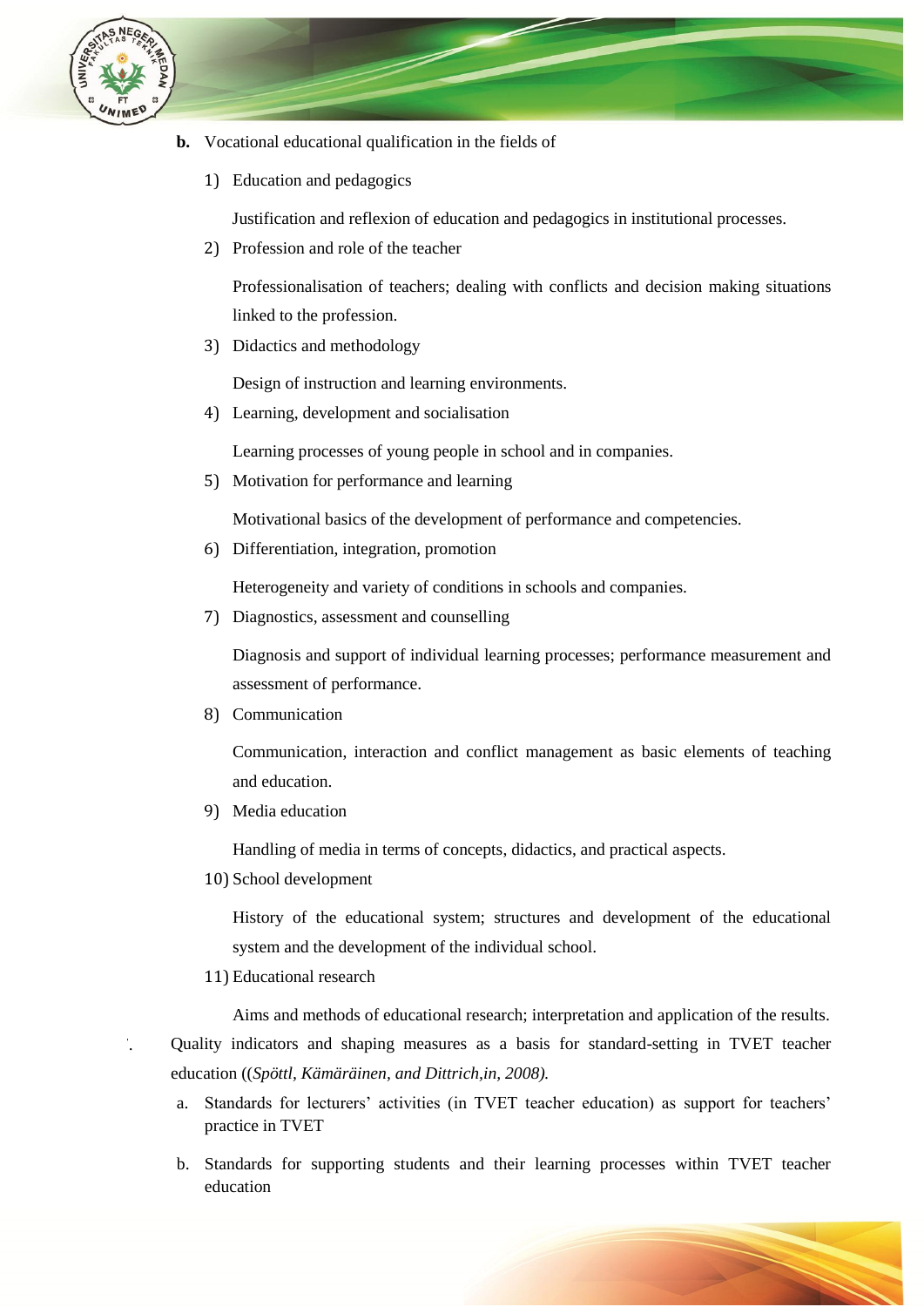**b.** Vocational educational qualification in the fields of

1) Education and pedagogics

   Justification and reflexion of education and pedagogics in institutional processes.

2) Profession and role of the teacher

   Professionalisation of teachers; dealing with conflicts and decision making situations linked to the profession.

3) Didactics and methodology

   Design of instruction and learning environments.

4) Learning, development and socialisation

   Learning processes of young people in school and in companies.

5) Motivation for performance and learning

   Motivational basics of the development of performance and competencies.

6) Differentiation, integration, promotion

   Heterogeneity and variety of conditions in schools and companies.

7) Diagnostics, assessment and counselling

   Diagnosis and support of individual learning processes; performance measurement and assessment of performance.

8) Communication

   Communication, interaction and conflict management as basic elements of teaching and education.

9) Media education

   Handling of media in terms of concepts, didactics, and practical aspects.

10) School development

    History of the educational system; structures and development of the educational system and the development of the individual school.

11) Educational research

    Aims and methods of educational research; interpretation and application of the results.

'. Quality indicators and shaping measures as a basis for standard-setting in TVET teacher education ((*Spöttl, Kämäräinen, and Dittrich,in, 2008).*

a. Standards for lecturers' activities (in TVET teacher education) as support for teachers' practice in TVET

b. Standards for supporting students and their learning processes within TVET teacher education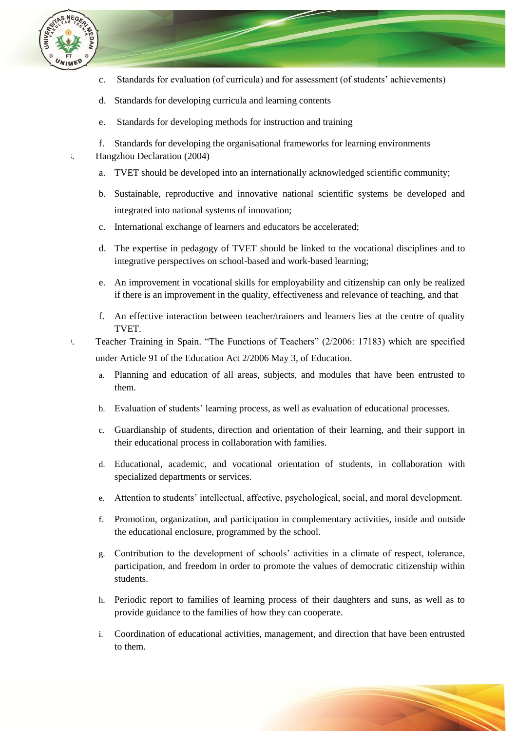c. Standards for evaluation (of curricula) and for assessment (of students' achievements)

d. Standards for developing curricula and learning contents

e. Standards for developing methods for instruction and training

f. Standards for developing the organisational frameworks for learning environments

3. Hangzhou Declaration (2004)

a. TVET should be developed into an internationally acknowledged scientific community;

b. Sustainable, reproductive and innovative national scientific systems be developed and integrated into national systems of innovation;

c. International exchange of learners and educators be accelerated;

d. The expertise in pedagogy of TVET should be linked to the vocational disciplines and to integrative perspectives on school-based and work-based learning;

e. An improvement in vocational skills for employability and citizenship can only be realized if there is an improvement in the quality, effectiveness and relevance of teaching, and that

f. An effective interaction between teacher/trainers and learners lies at the centre of quality TVET.

4. Teacher Training in Spain. "The Functions of Teachers" (2/2006: 17183) which are specified under Article 91 of the Education Act 2/2006 May 3, of Education.

a. Planning and education of all areas, subjects, and modules that have been entrusted to them.

b. Evaluation of students' learning process, as well as evaluation of educational processes.

c. Guardianship of students, direction and orientation of their learning, and their support in their educational process in collaboration with families.

d. Educational, academic, and vocational orientation of students, in collaboration with specialized departments or services.

e. Attention to students' intellectual, affective, psychological, social, and moral development.

f. Promotion, organization, and participation in complementary activities, inside and outside the educational enclosure, programmed by the school.

g. Contribution to the development of schools' activities in a climate of respect, tolerance, participation, and freedom in order to promote the values of democratic citizenship within students.

h. Periodic report to families of learning process of their daughters and suns, as well as to provide guidance to the families of how they can cooperate.

i. Coordination of educational activities, management, and direction that have been entrusted to them.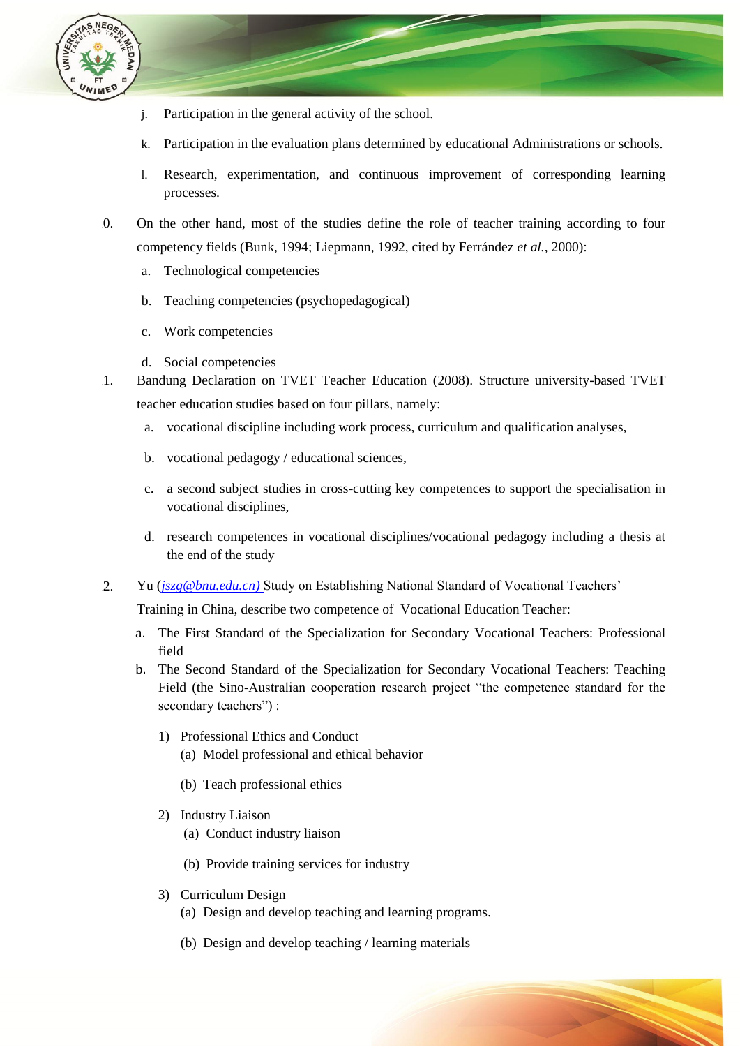j. Participation in the general activity of the school.

k. Participation in the evaluation plans determined by educational Administrations or schools.

l. Research, experimentation, and continuous improvement of corresponding learning processes.

0. On the other hand, most of the studies define the role of teacher training according to four competency fields (Bunk, 1994; Liepmann, 1992, cited by Ferrández *et al.*, 2000):

   a. Technological competencies

   b. Teaching competencies (psychopedagogical)

   c. Work competencies

   d. Social competencies

1. Bandung Declaration on TVET Teacher Education (2008). Structure university-based TVET teacher education studies based on four pillars, namely:

   a. vocational discipline including work process, curriculum and qualification analyses,

   b. vocational pedagogy / educational sciences,

   c. a second subject studies in cross-cutting key competences to support the specialisation in vocational disciplines,

   d. research competences in vocational disciplines/vocational pedagogy including a thesis at the end of the study

2. Yu (*jszq@bnu.edu.cn)* Study on Establishing National Standard of Vocational Teachers' Training in China, describe two competence of Vocational Education Teacher:

   a. The First Standard of the Specialization for Secondary Vocational Teachers: Professional field

   b. The Second Standard of the Specialization for Secondary Vocational Teachers: Teaching Field (the Sino-Australian cooperation research project "the competence standard for the secondary teachers") :

      1) Professional Ethics and Conduct
         (a) Model professional and ethical behavior

         (b) Teach professional ethics

      2) Industry Liaison
         (a) Conduct industry liaison

         (b) Provide training services for industry

      3) Curriculum Design
         (a) Design and develop teaching and learning programs.

         (b) Design and develop teaching / learning materials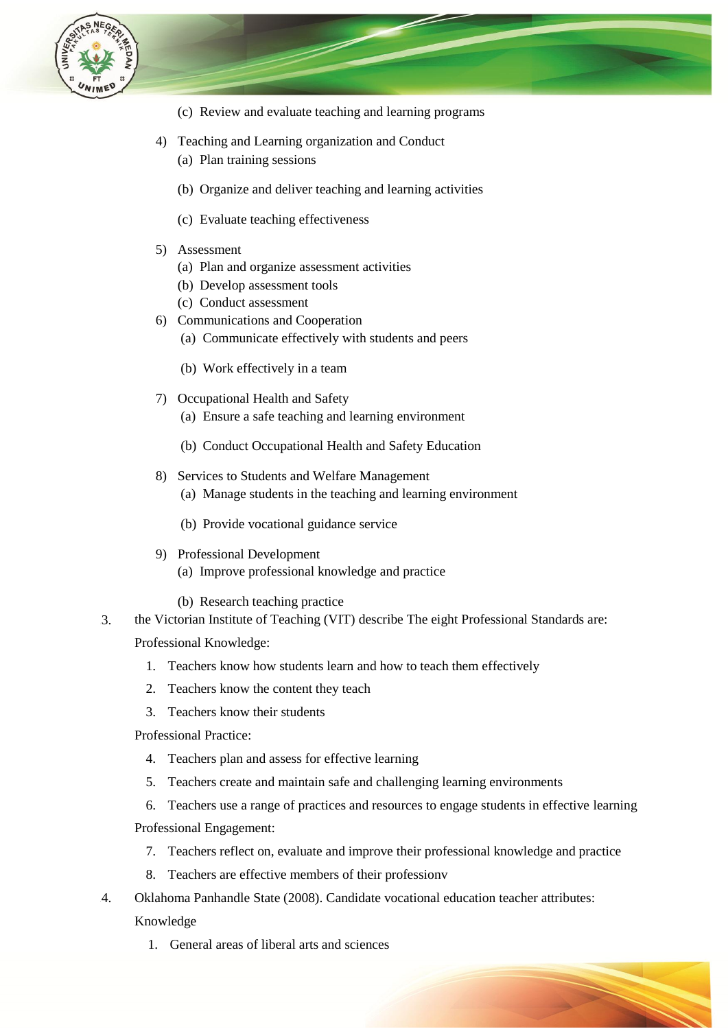(c) Review and evaluate teaching and learning programs

4) Teaching and Learning organization and Conduct
   (a) Plan training sessions

   (b) Organize and deliver teaching and learning activities

   (c) Evaluate teaching effectiveness

5) Assessment
   (a) Plan and organize assessment activities
   (b) Develop assessment tools
   (c) Conduct assessment
6) Communications and Cooperation
   (a) Communicate effectively with students and peers

   (b) Work effectively in a team

7) Occupational Health and Safety
   (a) Ensure a safe teaching and learning environment

   (b) Conduct Occupational Health and Safety Education

8) Services to Students and Welfare Management
   (a) Manage students in the teaching and learning environment

   (b) Provide vocational guidance service

9) Professional Development
   (a) Improve professional knowledge and practice

   (b) Research teaching practice

3. the Victorian Institute of Teaching (VIT) describe The eight Professional Standards are:

   Professional Knowledge:

   1. Teachers know how students learn and how to teach them effectively
   2. Teachers know the content they teach
   3. Teachers know their students

   Professional Practice:

   4. Teachers plan and assess for effective learning
   5. Teachers create and maintain safe and challenging learning environments
   6. Teachers use a range of practices and resources to engage students in effective learning

   Professional Engagement:

   7. Teachers reflect on, evaluate and improve their professional knowledge and practice
   8. Teachers are effective members of their professionv

4. Oklahoma Panhandle State (2008). Candidate vocational education teacher attributes:

   Knowledge

   1. General areas of liberal arts and sciences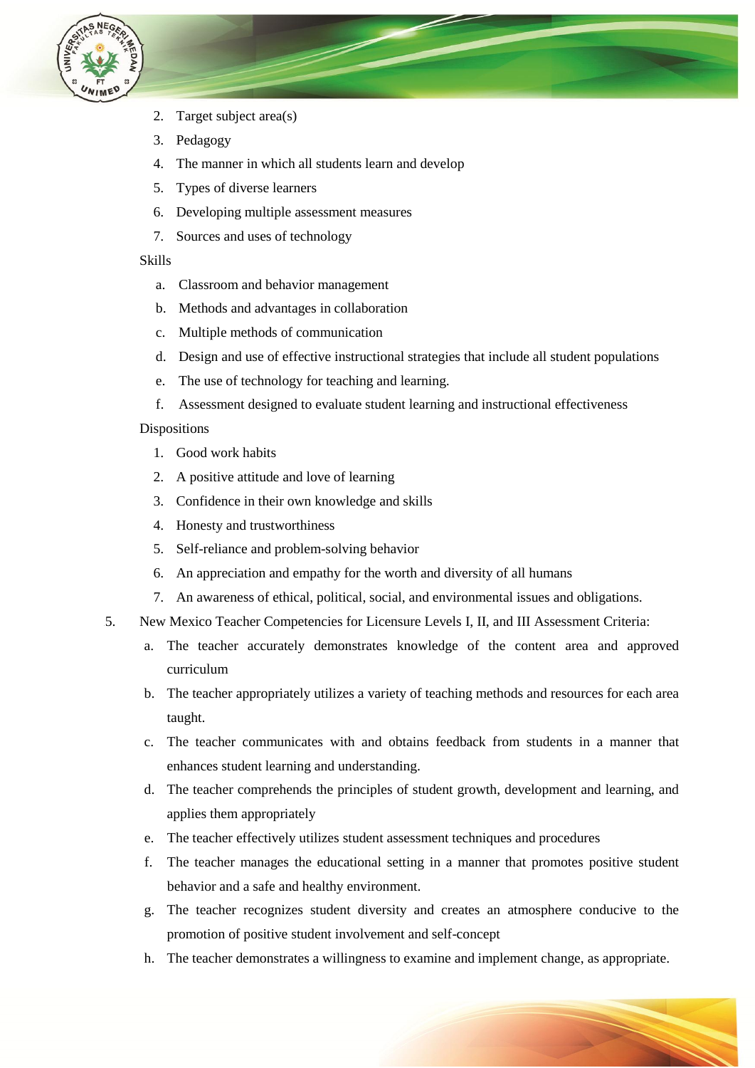2. Target subject area(s)
3. Pedagogy
4. The manner in which all students learn and develop
5. Types of diverse learners
6. Developing multiple assessment measures
7. Sources and uses of technology

Skills

a. Classroom and behavior management
b. Methods and advantages in collaboration
c. Multiple methods of communication
d. Design and use of effective instructional strategies that include all student populations
e. The use of technology for teaching and learning.
f. Assessment designed to evaluate student learning and instructional effectiveness

Dispositions

1. Good work habits
2. A positive attitude and love of learning
3. Confidence in their own knowledge and skills
4. Honesty and trustworthiness
5. Self-reliance and problem-solving behavior
6. An appreciation and empathy for the worth and diversity of all humans
7. An awareness of ethical, political, social, and environmental issues and obligations.

5. New Mexico Teacher Competencies for Licensure Levels I, II, and III Assessment Criteria:
   a. The teacher accurately demonstrates knowledge of the content area and approved curriculum
   b. The teacher appropriately utilizes a variety of teaching methods and resources for each area taught.
   c. The teacher communicates with and obtains feedback from students in a manner that enhances student learning and understanding.
   d. The teacher comprehends the principles of student growth, development and learning, and applies them appropriately
   e. The teacher effectively utilizes student assessment techniques and procedures
   f. The teacher manages the educational setting in a manner that promotes positive student behavior and a safe and healthy environment.
   g. The teacher recognizes student diversity and creates an atmosphere conducive to the promotion of positive student involvement and self-concept
   h. The teacher demonstrates a willingness to examine and implement change, as appropriate.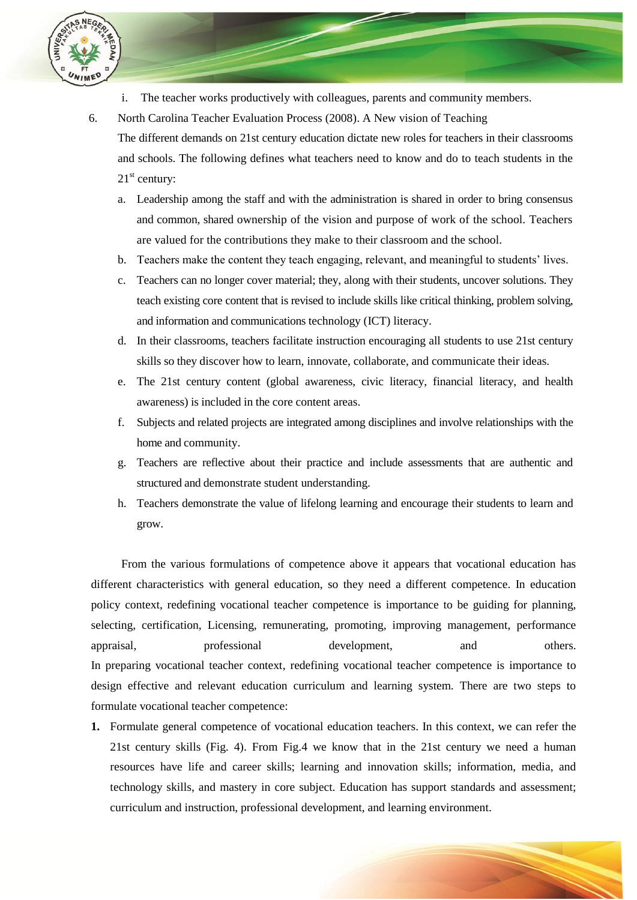i. The teacher works productively with colleagues, parents and community members.

6. North Carolina Teacher Evaluation Process (2008). A New vision of Teaching

   The different demands on 21st century education dictate new roles for teachers in their classrooms and schools. The following defines what teachers need to know and do to teach students in the 21st century:

   a. Leadership among the staff and with the administration is shared in order to bring consensus and common, shared ownership of the vision and purpose of work of the school. Teachers are valued for the contributions they make to their classroom and the school.
   b. Teachers make the content they teach engaging, relevant, and meaningful to students' lives.
   c. Teachers can no longer cover material; they, along with their students, uncover solutions. They teach existing core content that is revised to include skills like critical thinking, problem solving, and information and communications technology (ICT) literacy.
   d. In their classrooms, teachers facilitate instruction encouraging all students to use 21st century skills so they discover how to learn, innovate, collaborate, and communicate their ideas.
   e. The 21st century content (global awareness, civic literacy, financial literacy, and health awareness) is included in the core content areas.
   f. Subjects and related projects are integrated among disciplines and involve relationships with the home and community.
   g. Teachers are reflective about their practice and include assessments that are authentic and structured and demonstrate student understanding.
   h. Teachers demonstrate the value of lifelong learning and encourage their students to learn and grow.

From the various formulations of competence above it appears that vocational education has different characteristics with general education, so they need a different competence. In education policy context, redefining vocational teacher competence is importance to be guiding for planning, selecting, certification, Licensing, remunerating, promoting, improving management, performance appraisal, professional development, and others.

In preparing vocational teacher context, redefining vocational teacher competence is importance to design effective and relevant education curriculum and learning system. There are two steps to formulate vocational teacher competence:

**1.** Formulate general competence of vocational education teachers. In this context, we can refer the 21st century skills (Fig. 4). From Fig.4 we know that in the 21st century we need a human resources have life and career skills; learning and innovation skills; information, media, and technology skills, and mastery in core subject. Education has support standards and assessment; curriculum and instruction, professional development, and learning environment.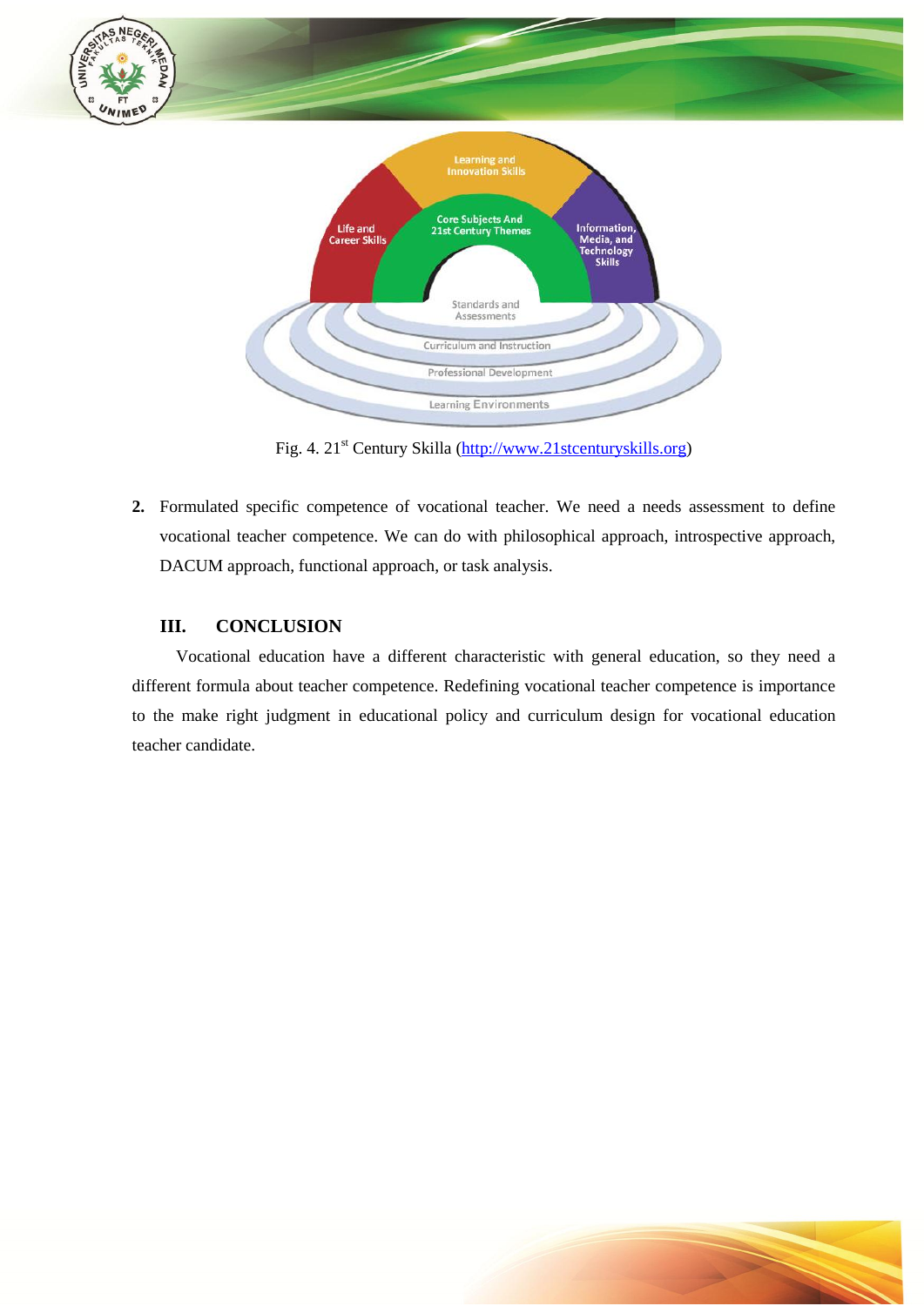Fig. 4. 21st Century Skilla (http://www.21stcenturyskills.org)

2. Formulated specific competence of vocational teacher. We need a needs assessment to define vocational teacher competence. We can do with philosophical approach, introspective approach, DACUM approach, functional approach, or task analysis.

## III. CONCLUSION

Vocational education have a different characteristic with general education, so they need a different formula about teacher competence. Redefining vocational teacher competence is importance to the make right judgment in educational policy and curriculum design for vocational education teacher candidate.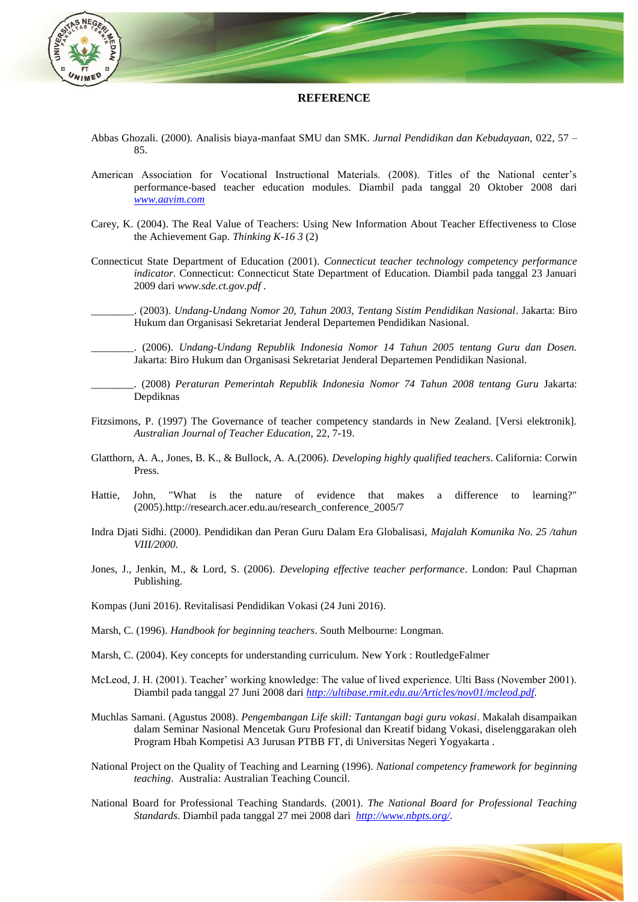## REFERENCE

Abbas Ghozali. (2000). Analisis biaya-manfaat SMU dan SMK. *Jurnal Pendidikan dan Kebudayaan,* 022, 57 – 85.

American Association for Vocational Instructional Materials. (2008). Titles of the National center's performance-based teacher education modules. Diambil pada tanggal 20 Oktober 2008 dari *www.aavim.com*

Carey, K. (2004). The Real Value of Teachers: Using New Information About Teacher Effectiveness to Close the Achievement Gap. *Thinking K-16 3* (2)

Connecticut State Department of Education (2001). *Connecticut teacher technology competency performance indicator*. Connecticut: Connecticut State Department of Education. Diambil pada tanggal 23 Januari 2009 dari *www.sde.ct.gov.pdf* .

________. (2003). *Undang-Undang Nomor 20, Tahun 2003, Tentang Sistim Pendidikan Nasional*. Jakarta: Biro Hukum dan Organisasi Sekretariat Jenderal Departemen Pendidikan Nasional.

________. (2006). *Undang-Undang Republik Indonesia Nomor 14 Tahun 2005 tentang Guru dan Dosen.* Jakarta: Biro Hukum dan Organisasi Sekretariat Jenderal Departemen Pendidikan Nasional.

________. (2008) *Peraturan Pemerintah Republik Indonesia Nomor 74 Tahun 2008 tentang Guru* Jakarta: Depdiknas

Fitzsimons, P. (1997) The Governance of teacher competency standards in New Zealand. [Versi elektronik]. *Australian Journal of Teacher Education,* 22, 7-19.

Glatthorn, A. A., Jones, B. K., & Bullock, A. A.(2006). *Developing highly qualified teachers*. California: Corwin Press.

Hattie, John, "What is the nature of evidence that makes a difference to learning?" (2005).http://research.acer.edu.au/research_conference_2005/7

Indra Djati Sidhi. (2000). Pendidikan dan Peran Guru Dalam Era Globalisasi, *Majalah Komunika No. 25 /tahun VIII/2000.*

Jones, J., Jenkin, M., & Lord, S. (2006). *Developing effective teacher performance*. London: Paul Chapman Publishing.

Kompas (Juni 2016). Revitalisasi Pendidikan Vokasi (24 Juni 2016).

Marsh, C. (1996). *Handbook for beginning teachers*. South Melbourne: Longman.

Marsh, C. (2004). Key concepts for understanding curriculum. New York : RoutledgeFalmer

McLeod, J. H. (2001). Teacher' working knowledge: The value of lived experience. Ulti Bass (November 2001). Diambil pada tanggal 27 Juni 2008 dari *http://ultibase.rmit.edu.au/Articles/nov01/mcleod.pdf.*

Muchlas Samani. (Agustus 2008). *Pengembangan Life skill: Tantangan bagi guru vokasi*. Makalah disampaikan dalam Seminar Nasional Mencetak Guru Profesional dan Kreatif bidang Vokasi, diselenggarakan oleh Program Hbah Kompetisi A3 Jurusan PTBB FT, di Universitas Negeri Yogyakarta .

National Project on the Quality of Teaching and Learning (1996). *National competency framework for beginning teaching*. Australia: Australian Teaching Council.

National Board for Professional Teaching Standards. (2001). *The National Board for Professional Teaching Standards*. Diambil pada tanggal 27 mei 2008 dari *http://www.nbpts.org/.*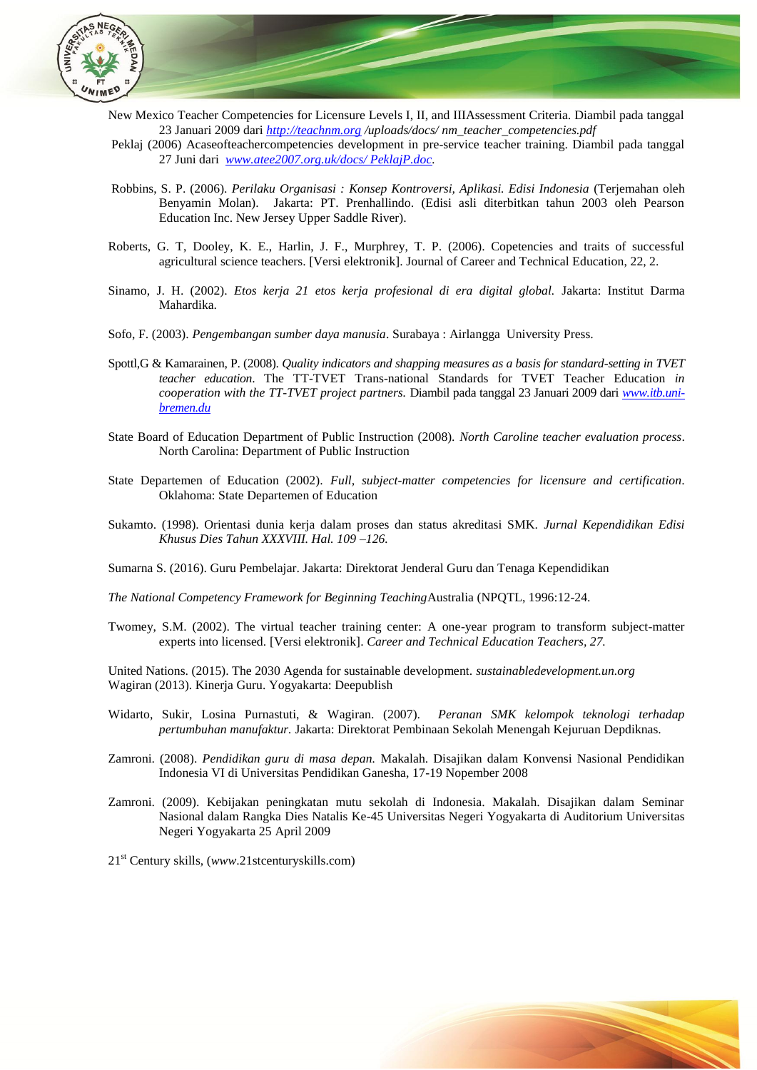New Mexico Teacher Competencies for Licensure Levels I, II, and IIIAssessment Criteria. Diambil pada tanggal 23 Januari 2009 dari http://teachnm.org */uploads/docs/ nm_teacher_competencies.pdf*

Peklaj (2006) Acaseofteachercompetencies development in pre-service teacher training. Diambil pada tanggal 27 Juni dari *www.atee2007.org.uk/docs/ PeklajP.doc.*

Robbins, S. P. (2006). *Perilaku Organisasi : Konsep Kontroversi, Aplikasi. Edisi Indonesia* (Terjemahan oleh Benyamin Molan). Jakarta: PT. Prenhallindo. (Edisi asli diterbitkan tahun 2003 oleh Pearson Education Inc. New Jersey Upper Saddle River).

Roberts, G. T, Dooley, K. E., Harlin, J. F., Murphrey, T. P. (2006). Copetencies and traits of successful agricultural science teachers. [Versi elektronik]. Journal of Career and Technical Education, 22, 2.

Sinamo, J. H. (2002). *Etos kerja 21 etos kerja profesional di era digital global.* Jakarta: Institut Darma Mahardika.

Sofo, F. (2003). *Pengembangan sumber daya manusia*. Surabaya : Airlangga University Press.

Spottl,G & Kamarainen, P. (2008). *Quality indicators and shapping measures as a basis for standard-setting in TVET teacher education.* The TT-TVET Trans-national Standards for TVET Teacher Education *in cooperation with the TT-TVET project partners.* Diambil pada tanggal 23 Januari 2009 dari *www.itb.uni-bremen.du*

State Board of Education Department of Public Instruction (2008). *North Caroline teacher evaluation process*. North Carolina: Department of Public Instruction

State Departemen of Education (2002). *Full, subject-matter competencies for licensure and certification*. Oklahoma: State Departemen of Education

Sukamto. (1998). Orientasi dunia kerja dalam proses dan status akreditasi SMK. *Jurnal Kependidikan Edisi Khusus Dies Tahun XXXVIII. Hal. 109 –126.*

Sumarna S. (2016). Guru Pembelajar. Jakarta: Direktorat Jenderal Guru dan Tenaga Kependidikan

*The National Competency Framework for Beginning Teaching*Australia (NPQTL, 1996:12-24.

Twomey, S.M. (2002). The virtual teacher training center: A one-year program to transform subject-matter experts into licensed. [Versi elektronik]. *Career and Technical Education Teachers, 27.*

United Nations. (2015). The 2030 Agenda for sustainable development. *sustainabledevelopment.un.org*

Wagiran (2013). Kinerja Guru. Yogyakarta: Deepublish

Widarto, Sukir, Losina Purnastuti, & Wagiran. (2007). *Peranan SMK kelompok teknologi terhadap pertumbuhan manufaktur.* Jakarta: Direktorat Pembinaan Sekolah Menengah Kejuruan Depdiknas.

Zamroni. (2008). *Pendidikan guru di masa depan.* Makalah. Disajikan dalam Konvensi Nasional Pendidikan Indonesia VI di Universitas Pendidikan Ganesha, 17-19 Nopember 2008

Zamroni. (2009). Kebijakan peningkatan mutu sekolah di Indonesia. Makalah. Disajikan dalam Seminar Nasional dalam Rangka Dies Natalis Ke-45 Universitas Negeri Yogyakarta di Auditorium Universitas Negeri Yogyakarta 25 April 2009

21st Century skills, (*www*.21stcenturyskills.com)